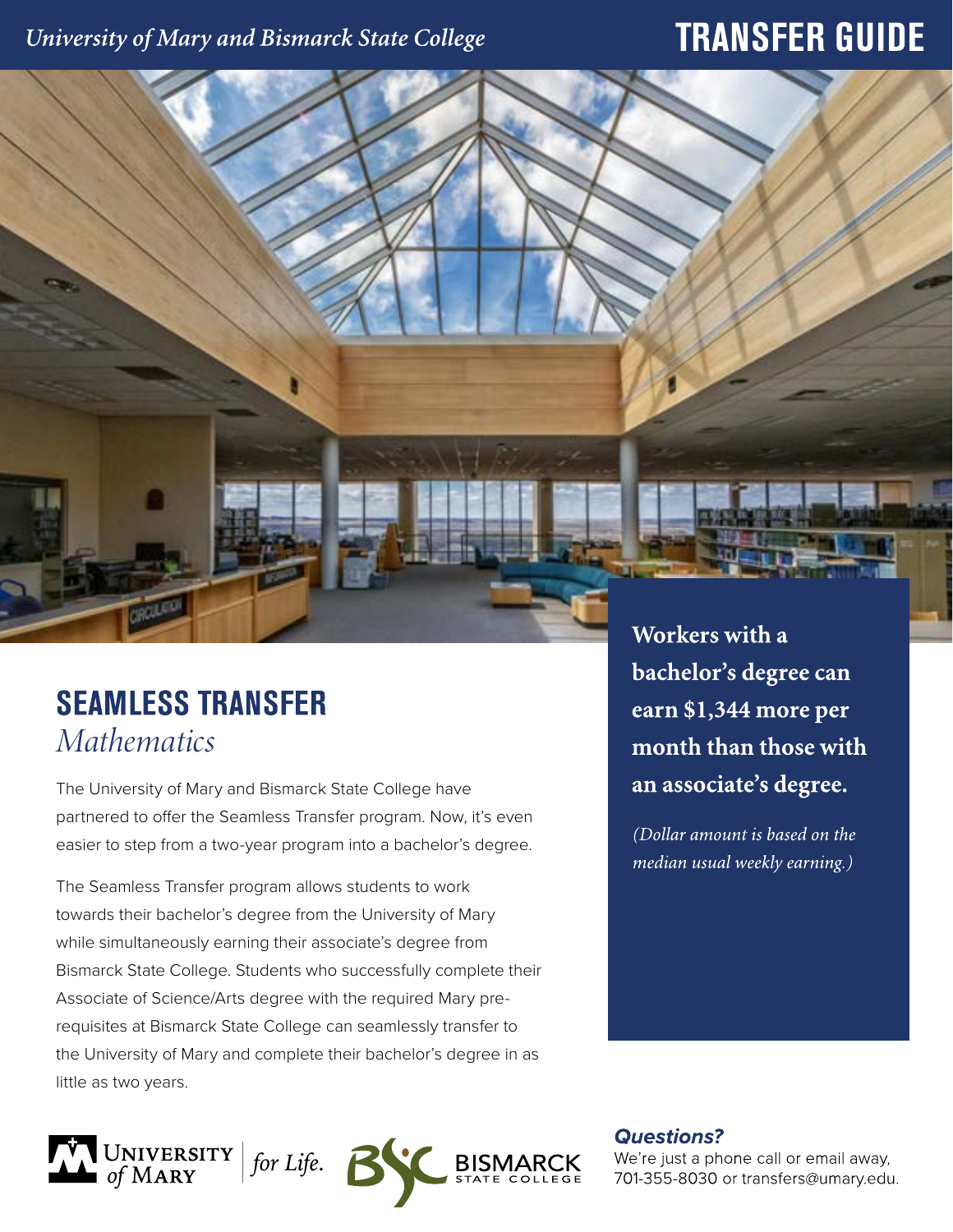*University of Mary and Bismarck State College*

# TRANSFER GUIDE

## SEAMLESS TRANSFER

*Mathematics*

The University of Mary and Bismarck State College have partnered to offer the Seamless Transfer program. Now, it's even easier to step from a two-year program into a bachelor's degree.

The Seamless Transfer program allows students to work towards their bachelor's degree from the University of Mary while simultaneously earning their associate's degree from Bismarck State College. Students who successfully complete their Associate of Science/Arts degree with the required Mary pre-requisites at Bismarck State College can seamlessly transfer to the University of Mary and complete their bachelor's degree in as little as two years.

**Workers with a bachelor's degree can earn $1,344 more per month than those with an associate's degree.**

*(Dollar amount is based on the median usual weekly earning.)*

***Questions?***

We're just a phone call or email away, 701-355-8030 or transfers@umary.edu.

University of Mary | *for Life.*

Bismarck State College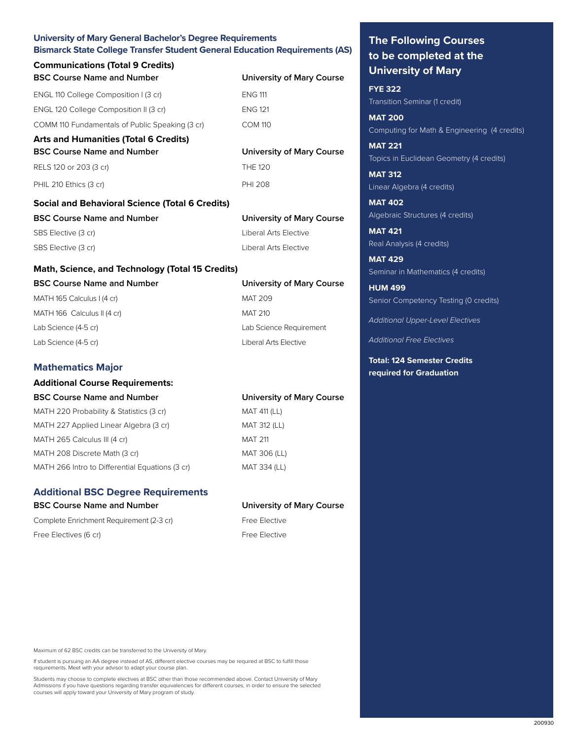## University of Mary General Bachelor's Degree Requirements
## Bismarck State College Transfer Student General Education Requirements (AS)

### Communications (Total 9 Credits)

| BSC Course Name and Number | University of Mary Course |
|---|---|
| ENGL 110 College Composition I (3 cr) | ENG 111 |
| ENGL 120 College Composition II (3 cr) | ENG 121 |
| COMM 110 Fundamentals of Public Speaking (3 cr) | COM 110 |

### Arts and Humanities (Total 6 Credits)

| BSC Course Name and Number | University of Mary Course |
|---|---|
| RELS 120 or 203 (3 cr) | THE 120 |
| PHIL 210 Ethics (3 cr) | PHI 208 |

### Social and Behavioral Science (Total 6 Credits)

| BSC Course Name and Number | University of Mary Course |
|---|---|
| SBS Elective (3 cr) | Liberal Arts Elective |
| SBS Elective (3 cr) | Liberal Arts Elective |

### Math, Science, and Technology (Total 15 Credits)

| BSC Course Name and Number | University of Mary Course |
|---|---|
| MATH 165 Calculus I (4 cr) | MAT 209 |
| MATH 166 Calculus II (4 cr) | MAT 210 |
| Lab Science (4-5 cr) | Lab Science Requirement |
| Lab Science (4-5 cr) | Liberal Arts Elective |

## Mathematics Major

### Additional Course Requirements:

| BSC Course Name and Number | University of Mary Course |
|---|---|
| MATH 220 Probability & Statistics (3 cr) | MAT 411 (LL) |
| MATH 227 Applied Linear Algebra (3 cr) | MAT 312 (LL) |
| MATH 265 Calculus III (4 cr) | MAT 211 |
| MATH 208 Discrete Math (3 cr) | MAT 306 (LL) |
| MATH 266 Intro to Differential Equations (3 cr) | MAT 334 (LL) |

## Additional BSC Degree Requirements

| BSC Course Name and Number | University of Mary Course |
|---|---|
| Complete Enrichment Requirement (2-3 cr) | Free Elective |
| Free Electives (6 cr) | Free Elective |

Maximum of 62 BSC credits can be transferred to the University of Mary.

If student is pursuing an AA degree instead of AS, different elective courses may be required at BSC to fulfill those requirements. Meet with your advisor to adapt your course plan.

Students may choose to complete electives at BSC other than those recommended above. Contact University of Mary Admissions if you have questions regarding transfer equivalencies for different courses, in order to ensure the selected courses will apply toward your University of Mary program of study.

## The Following Courses to be completed at the University of Mary

**FYE 322**
Transition Seminar (1 credit)

**MAT 200**
Computing for Math & Engineering (4 credits)

**MAT 221**
Topics in Euclidean Geometry (4 credits)

**MAT 312**
Linear Algebra (4 credits)

**MAT 402**
Algebraic Structures (4 credits)

**MAT 421**
Real Analysis (4 credits)

**MAT 429**
Seminar in Mathematics (4 credits)

**HUM 499**
Senior Competency Testing (0 credits)

*Additional Upper-Level Electives*

*Additional Free Electives*

**Total: 124 Semester Credits required for Graduation**

200930